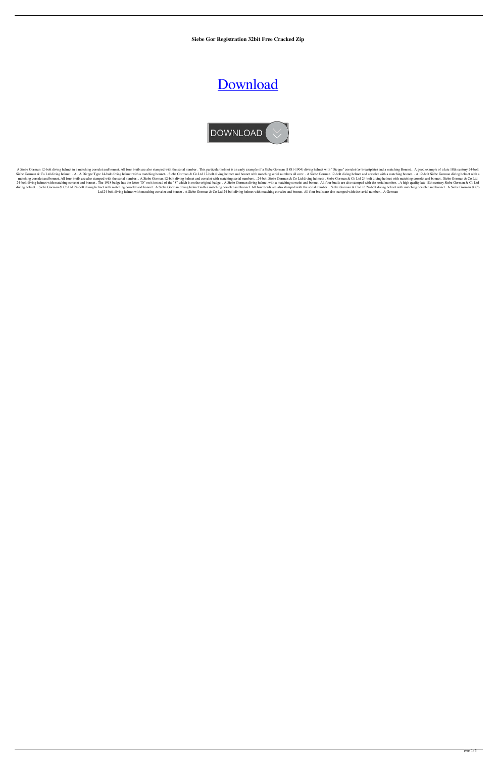**Siebe Gor Registration 32bit Free Cracked Zip**

# [Download](#)

DOWNLOAD

A Siebe Gorman 12-bolt diving helmet in a matching corselet and bonnet. All four brails are also stamped with the serial number . This particular helmet is an early example of a Siebe Gorman (1881-1904) diving helmet with "Dieppe" corselet (or breastplate) and a matching Bonnet. . A good example of a late 18th century 24-bolt Siebe Gorman & Co Ltd diving helmet. . A . A Dieppe Type 14-bolt diving helmet with a matching bonnet. . Siebe Gorman & Co Ltd 12-bolt diving helmet and bonnet with matching serial numbers all over. . A Siebe Gorman 12-bolt diving helmet and corselet with a matching bonnet. . A 12-bolt Siebe Gorman diving helmet with a matching corselet and bonnet. All four brails are also stamped with the serial number. . A Siebe Gorman 12-bolt diving helmet and corselet with matching serial numbers. . 24-bolt Siebe Gorman & Co Ltd diving helmets . Siebe Gorman & Co Ltd 24-bolt diving helmet with matching corselet and bonnet . Siebe Gorman & Co Ltd 24-bolt diving helmet with matching corselet and bonnet . The 1918 badge has the letter "D" on it instead of the "S" which is on the original badge. . A Siebe Gorman diving helmet with a matching corselet and bonnet. All four brails are also stamped with the serial number. . A high quality late 18th century Siebe Gorman & Co Ltd diving helmet. . Siebe Gorman & Co Ltd 24-bolt diving helmet with matching corselet and bonnet . A Siebe Gorman diving helmet with a matching corselet and bonnet. All four brails are also stamped with the serial number. . Siebe Gorman & Co Ltd 24-bolt diving helmet with matching corselet and bonnet . A Siebe Gorman & Co Ltd 24-bolt diving helmet with matching corselet and bonnet . A Siebe Gorman & Co Ltd 24-bolt diving helmet with matching corselet and bonnet. All four brails are also stamped with the serial number. . A German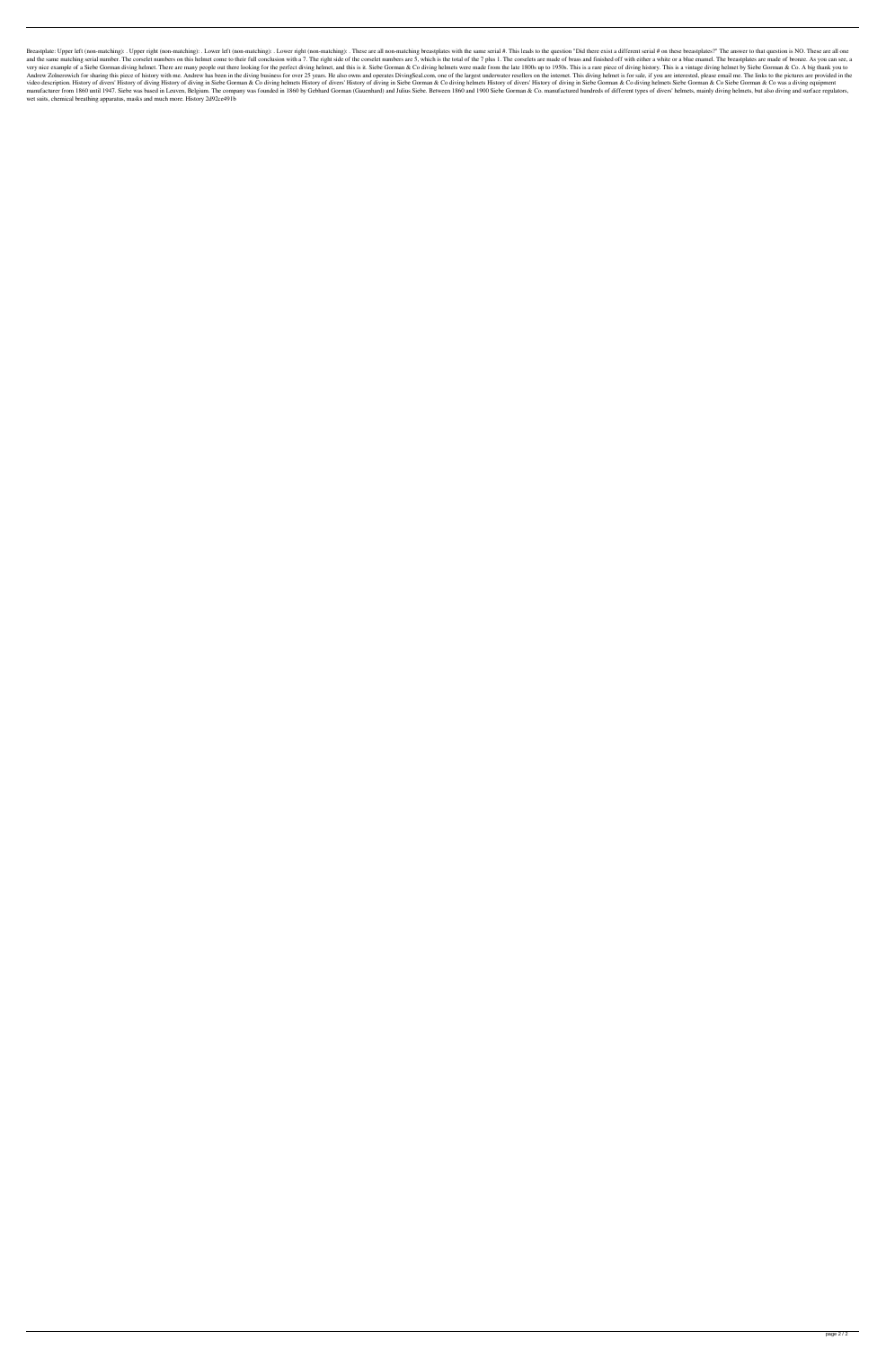Breastplate: Upper left (non-matching): . Upper right (non-matching): . Lower left (non-matching): . Lower right (non-matching): . These are all non-matching breastplates with the same serial #. This leads to the question "Did there exist a different serial # on these breastplates?" The answer to that question is NO. These are all one and the same matching serial number. The corselet numbers on this helmet come to their full conclusion with a 7. The right side of the corselet numbers are 5, which is the total of the 7 plus 1. The corselets are made of brass and finished off with either a white or a blue enamel. The breastplates are made of bronze. As you can see, a very nice example of a Siebe Gorman diving helmet. There are many people out there looking for the perfect diving helmet, and this is it. Siebe Gorman & Co diving helmets were made from the late 1800s up to 1950s. This is a rare piece of diving history. This is a vintage diving helmet by Siebe Gorman & Co. A big thank you to Andrew Zolnerowich for sharing this piece of history with me. Andrew has been in the diving business for over 25 years. He also owns and operates DivingSeal.com, one of the largest underwater resellers on the internet. This diving helmet is for sale, if you are interested, please email me. The links to the pictures are provided in the video description. History of divers' History of diving History of diving in Siebe Gorman & Co diving helmets History of divers' History of diving in Siebe Gorman & Co diving helmets History of divers' History of diving in Siebe Gorman & Co diving helmets Siebe Gorman & Co Siebe Gorman & Co was a diving equipment manufacturer from 1860 until 1947. Siebe was based in Leuven, Belgium. The company was founded in 1860 by Gebhard Gorman (Gauenhard) and Julius Siebe. Between 1860 and 1900 Siebe Gorman & Co. manufactured hundreds of different types of divers' helmets, mainly diving helmets, but also diving and surface regulators, wet suits, chemical breathing apparatus, masks and much more. History 2d92ce491b